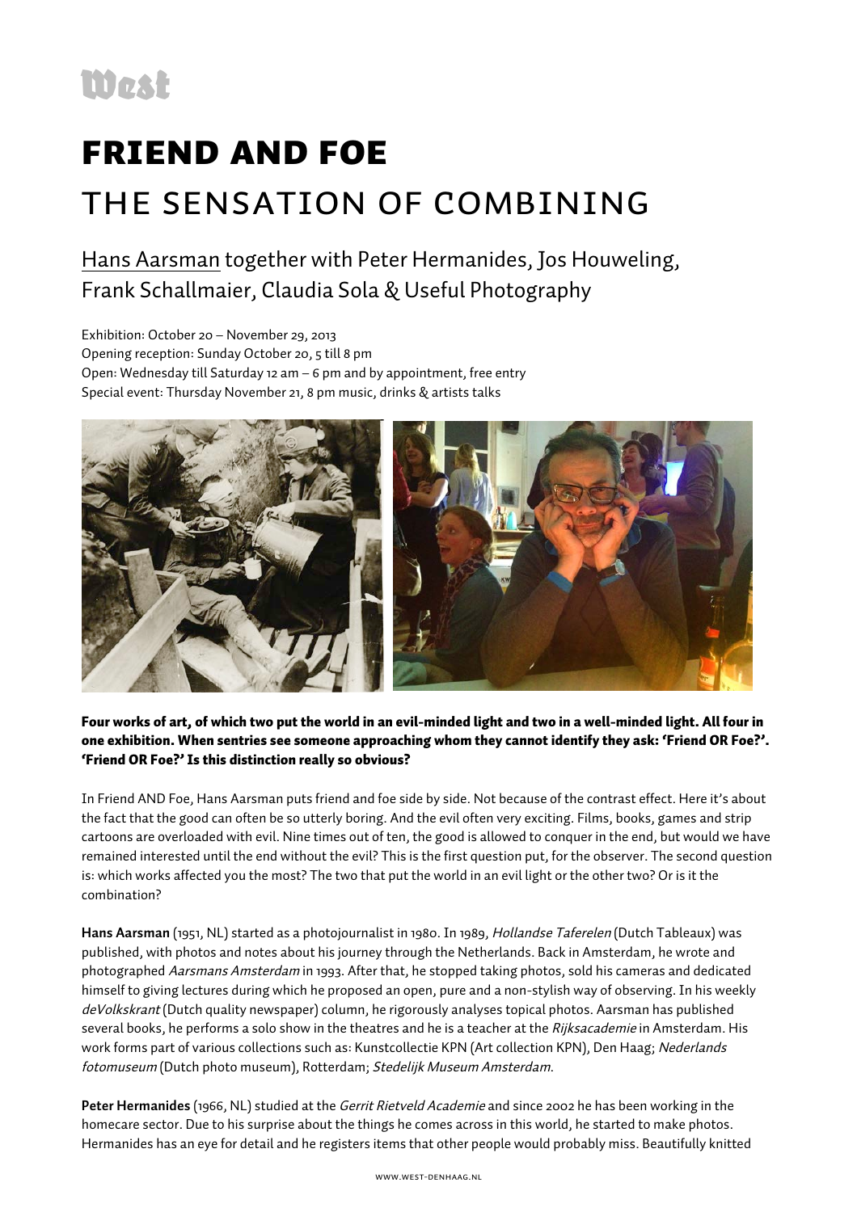West

# FRIEND AND FOE

## THE SENSATION OF COMBINING

Hans Aarsman together with Peter Hermanides, Jos Houweling, Frank Schallmaier, Claudia Sola & Useful Photography

Exhibition: October 20 – November 29, 2013
Opening reception: Sunday October 20, 5 till 8 pm
Open: Wednesday till Saturday 12 am – 6 pm and by appointment, free entry
Special event: Thursday November 21, 8 pm music, drinks & artists talks

**Four works of art, of which two put the world in an evil-minded light and two in a well-minded light. All four in one exhibition. When sentries see someone approaching whom they cannot identify they ask: 'Friend OR Foe?'. 'Friend OR Foe?' Is this distinction really so obvious?**

In Friend AND Foe, Hans Aarsman puts friend and foe side by side. Not because of the contrast effect. Here it's about the fact that the good can often be so utterly boring. And the evil often very exciting. Films, books, games and strip cartoons are overloaded with evil. Nine times out of ten, the good is allowed to conquer in the end, but would we have remained interested until the end without the evil? This is the first question put, for the observer. The second question is: which works affected you the most? The two that put the world in an evil light or the other two? Or is it the combination?

**Hans Aarsman** (1951, NL) started as a photojournalist in 1980. In 1989, *Hollandse Taferelen* (Dutch Tableaux) was published, with photos and notes about his journey through the Netherlands. Back in Amsterdam, he wrote and photographed *Aarsmans Amsterdam* in 1993. After that, he stopped taking photos, sold his cameras and dedicated himself to giving lectures during which he proposed an open, pure and a non-stylish way of observing. In his weekly *deVolkskrant* (Dutch quality newspaper) column, he rigorously analyses topical photos. Aarsman has published several books, he performs a solo show in the theatres and he is a teacher at the *Rijksacademie* in Amsterdam. His work forms part of various collections such as: Kunstcollectie KPN (Art collection KPN), Den Haag; *Nederlands fotomuseum* (Dutch photo museum), Rotterdam; *Stedelijk Museum Amsterdam*.

**Peter Hermanides** (1966, NL) studied at the *Gerrit Rietveld Academie* and since 2002 he has been working in the homecare sector. Due to his surprise about the things he comes across in this world, he started to make photos. Hermanides has an eye for detail and he registers items that other people would probably miss. Beautifully knitted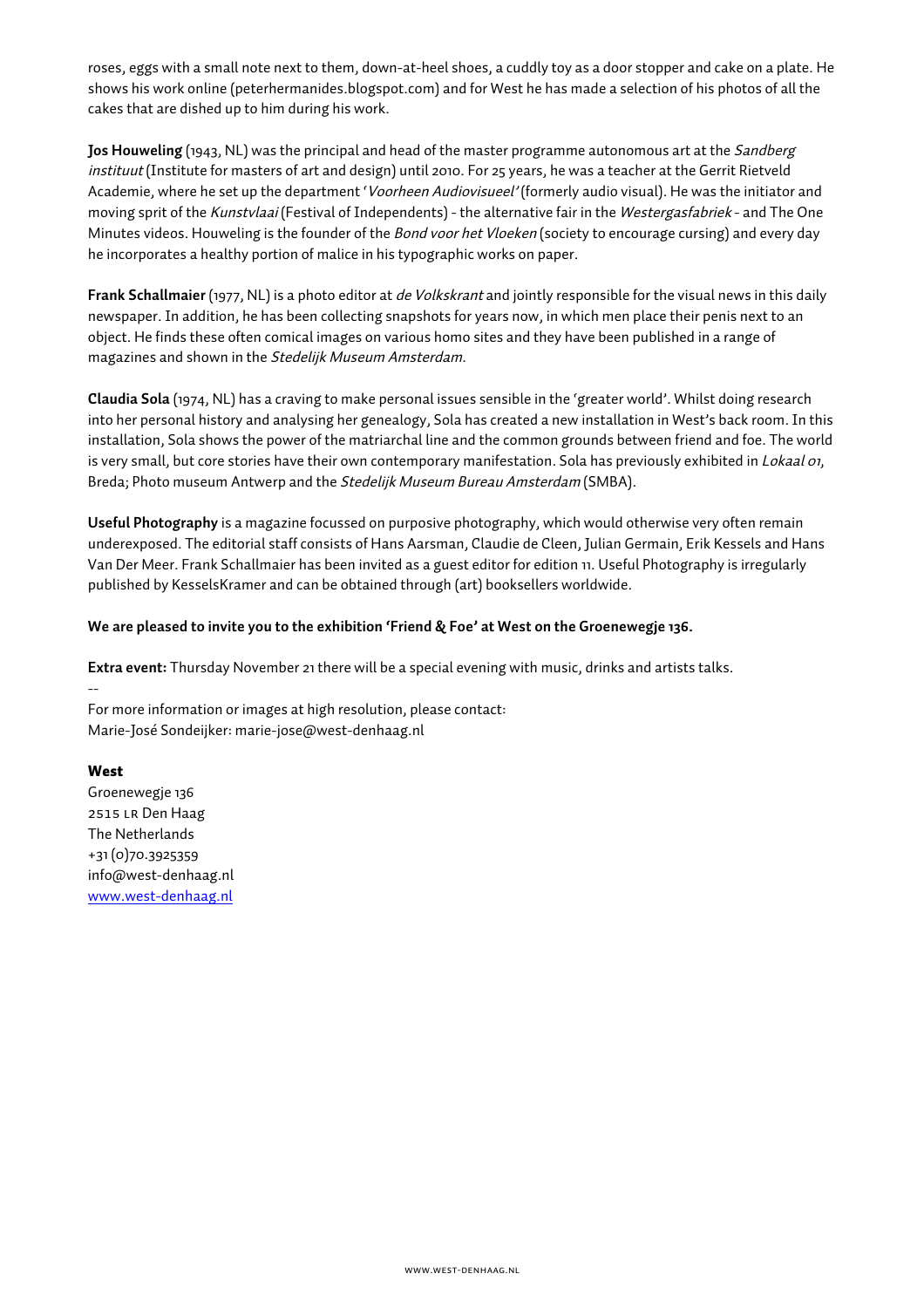roses, eggs with a small note next to them, down-at-heel shoes, a cuddly toy as a door stopper and cake on a plate. He shows his work online (peterhermanides.blogspot.com) and for West he has made a selection of his photos of all the cakes that are dished up to him during his work.

**Jos Houweling** (1943, NL) was the principal and head of the master programme autonomous art at the *Sandberg instituut* (Institute for masters of art and design) until 2010. For 25 years, he was a teacher at the Gerrit Rietveld Academie, where he set up the department '*Voorheen Audiovisueel'* (formerly audio visual). He was the initiator and moving sprit of the *Kunstvlaai* (Festival of Independents) - the alternative fair in the *Westergasfabriek* - and The One Minutes videos. Houweling is the founder of the *Bond voor het Vloeken* (society to encourage cursing) and every day he incorporates a healthy portion of malice in his typographic works on paper.

**Frank Schallmaier** (1977, NL) is a photo editor at *de Volkskrant* and jointly responsible for the visual news in this daily newspaper. In addition, he has been collecting snapshots for years now, in which men place their penis next to an object. He finds these often comical images on various homo sites and they have been published in a range of magazines and shown in the *Stedelijk Museum Amsterdam*.

**Claudia Sola** (1974, NL) has a craving to make personal issues sensible in the 'greater world'. Whilst doing research into her personal history and analysing her genealogy, Sola has created a new installation in West's back room. In this installation, Sola shows the power of the matriarchal line and the common grounds between friend and foe. The world is very small, but core stories have their own contemporary manifestation. Sola has previously exhibited in *Lokaal 01,* Breda; Photo museum Antwerp and the *Stedelijk Museum Bureau Amsterdam* (SMBA).

**Useful Photography** is a magazine focussed on purposive photography, which would otherwise very often remain underexposed. The editorial staff consists of Hans Aarsman, Claudie de Cleen, Julian Germain, Erik Kessels and Hans Van Der Meer. Frank Schallmaier has been invited as a guest editor for edition 11. Useful Photography is irregularly published by KesselsKramer and can be obtained through (art) booksellers worldwide.

**We are pleased to invite you to the exhibition 'Friend & Foe' at West on the Groenewegje 136.**

**Extra event:** Thursday November 21 there will be a special evening with music, drinks and artists talks.

--

For more information or images at high resolution, please contact:
Marie-José Sondeijker: marie-jose@west-denhaag.nl

**West**
Groenewegje 136
2515 LR Den Haag
The Netherlands
+31 (0)70.3925359
info@west-denhaag.nl
www.west-denhaag.nl